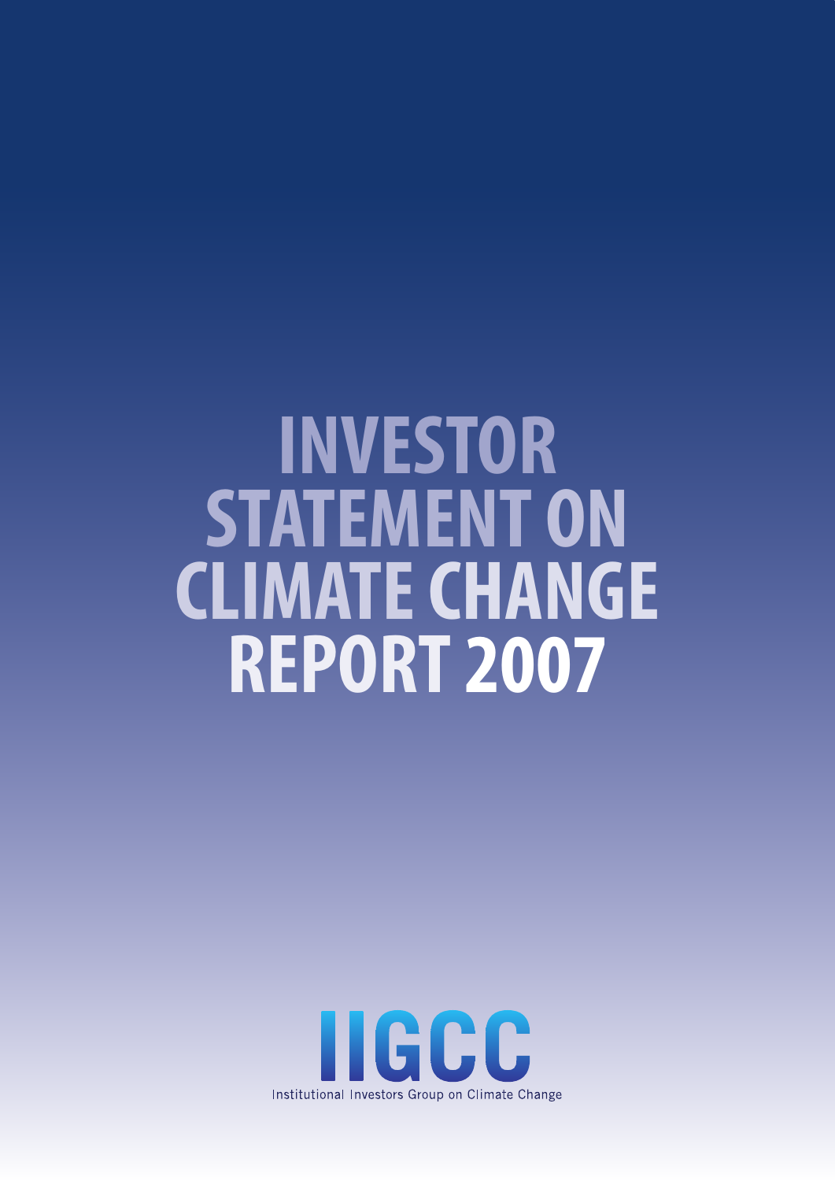# INVESTOR STATEMENT ON CLIMATE CHANGE REPORT 2007

IIGCC

Institutional Investors Group on Climate Change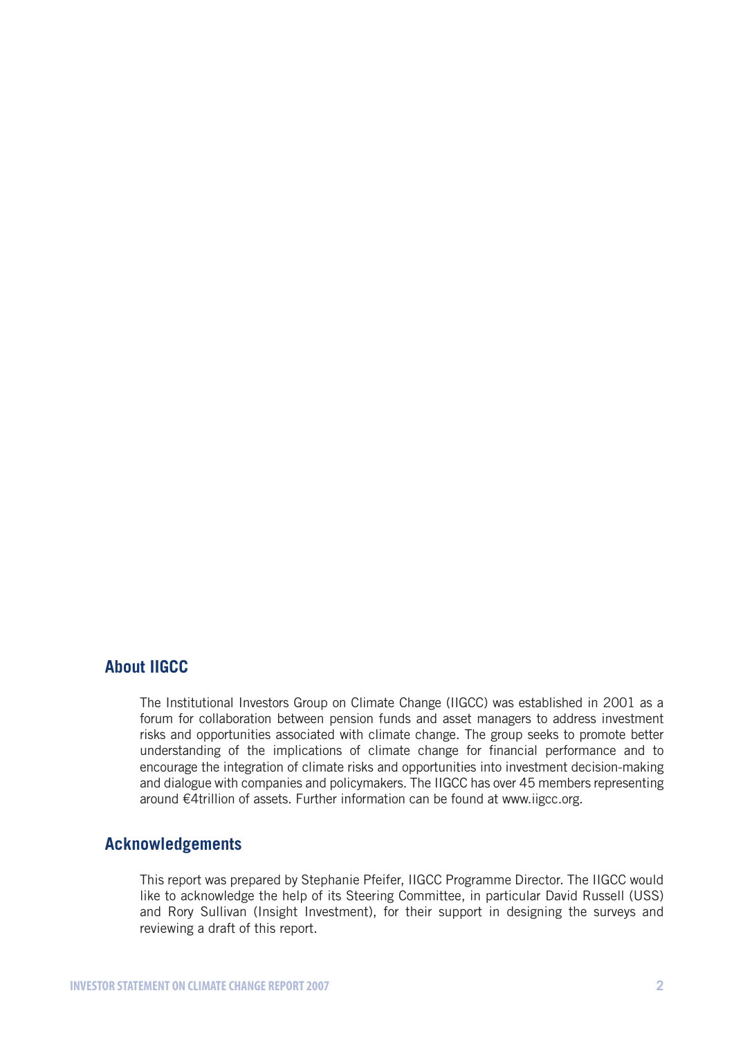## About IIGCC

The Institutional Investors Group on Climate Change (IIGCC) was established in 2001 as a forum for collaboration between pension funds and asset managers to address investment risks and opportunities associated with climate change. The group seeks to promote better understanding of the implications of climate change for financial performance and to encourage the integration of climate risks and opportunities into investment decision-making and dialogue with companies and policymakers. The IIGCC has over 45 members representing around €4trillion of assets. Further information can be found at www.iigcc.org.

## Acknowledgements

This report was prepared by Stephanie Pfeifer, IIGCC Programme Director. The IIGCC would like to acknowledge the help of its Steering Committee, in particular David Russell (USS) and Rory Sullivan (Insight Investment), for their support in designing the surveys and reviewing a draft of this report.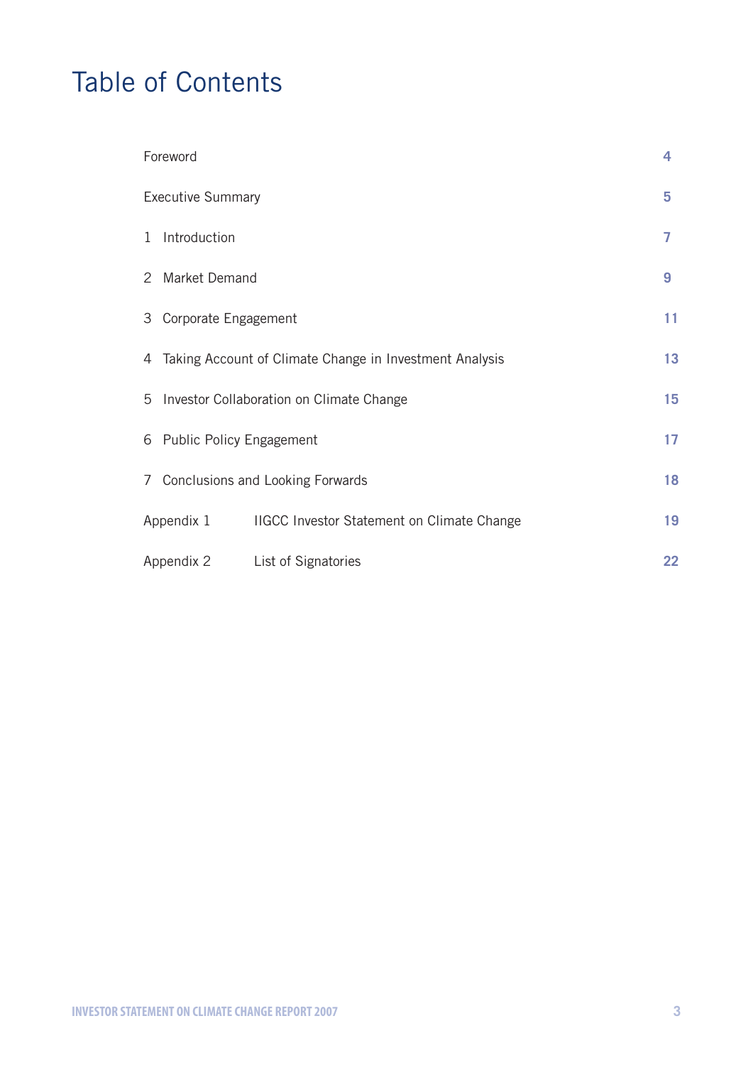# Table of Contents

| | |
|---|---|
| Foreword | 4 |
| Executive Summary | 5 |
| 1 Introduction | 7 |
| 2 Market Demand | 9 |
| 3 Corporate Engagement | 11 |
| 4 Taking Account of Climate Change in Investment Analysis | 13 |
| 5 Investor Collaboration on Climate Change | 15 |
| 6 Public Policy Engagement | 17 |
| 7 Conclusions and Looking Forwards | 18 |
| Appendix 1 IIGCC Investor Statement on Climate Change | 19 |
| Appendix 2 List of Signatories | 22 |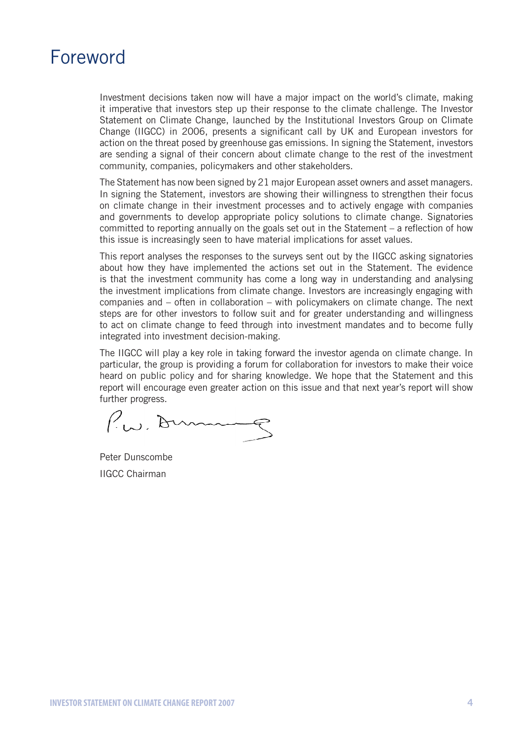# Foreword

Investment decisions taken now will have a major impact on the world's climate, making it imperative that investors step up their response to the climate challenge. The Investor Statement on Climate Change, launched by the Institutional Investors Group on Climate Change (IIGCC) in 2006, presents a significant call by UK and European investors for action on the threat posed by greenhouse gas emissions. In signing the Statement, investors are sending a signal of their concern about climate change to the rest of the investment community, companies, policymakers and other stakeholders.

The Statement has now been signed by 21 major European asset owners and asset managers. In signing the Statement, investors are showing their willingness to strengthen their focus on climate change in their investment processes and to actively engage with companies and governments to develop appropriate policy solutions to climate change. Signatories committed to reporting annually on the goals set out in the Statement – a reflection of how this issue is increasingly seen to have material implications for asset values.

This report analyses the responses to the surveys sent out by the IIGCC asking signatories about how they have implemented the actions set out in the Statement. The evidence is that the investment community has come a long way in understanding and analysing the investment implications from climate change. Investors are increasingly engaging with companies and – often in collaboration – with policymakers on climate change. The next steps are for other investors to follow suit and for greater understanding and willingness to act on climate change to feed through into investment mandates and to become fully integrated into investment decision-making.

The IIGCC will play a key role in taking forward the investor agenda on climate change. In particular, the group is providing a forum for collaboration for investors to make their voice heard on public policy and for sharing knowledge. We hope that the Statement and this report will encourage even greater action on this issue and that next year's report will show further progress.

Peter Dunscombe
IIGCC Chairman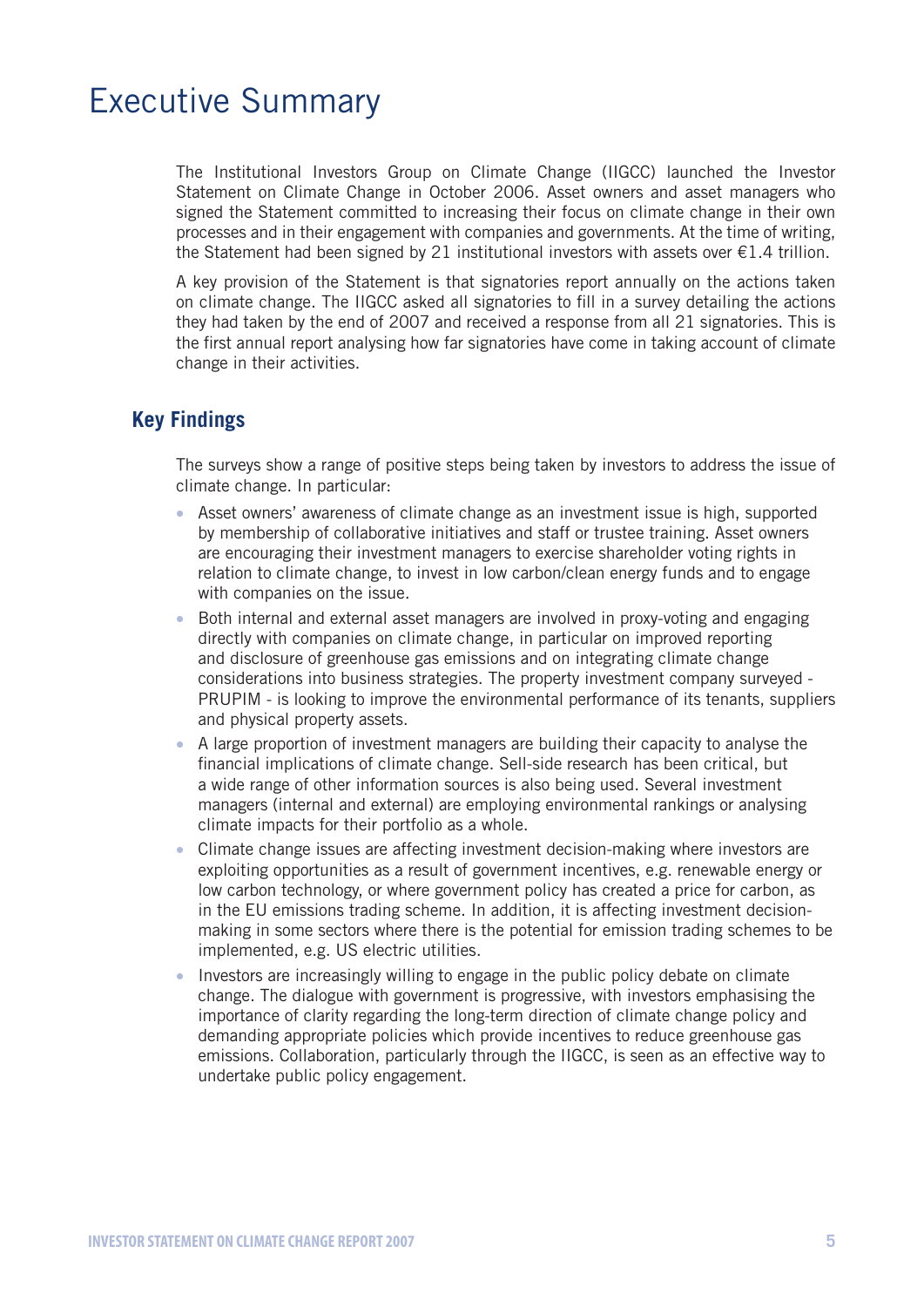# Executive Summary

The Institutional Investors Group on Climate Change (IIGCC) launched the Investor Statement on Climate Change in October 2006. Asset owners and asset managers who signed the Statement committed to increasing their focus on climate change in their own processes and in their engagement with companies and governments. At the time of writing, the Statement had been signed by 21 institutional investors with assets over €1.4 trillion.

A key provision of the Statement is that signatories report annually on the actions taken on climate change. The IIGCC asked all signatories to fill in a survey detailing the actions they had taken by the end of 2007 and received a response from all 21 signatories. This is the first annual report analysing how far signatories have come in taking account of climate change in their activities.

## Key Findings

The surveys show a range of positive steps being taken by investors to address the issue of climate change. In particular:

- Asset owners' awareness of climate change as an investment issue is high, supported by membership of collaborative initiatives and staff or trustee training. Asset owners are encouraging their investment managers to exercise shareholder voting rights in relation to climate change, to invest in low carbon/clean energy funds and to engage with companies on the issue.
- Both internal and external asset managers are involved in proxy-voting and engaging directly with companies on climate change, in particular on improved reporting and disclosure of greenhouse gas emissions and on integrating climate change considerations into business strategies. The property investment company surveyed - PRUPIM - is looking to improve the environmental performance of its tenants, suppliers and physical property assets.
- A large proportion of investment managers are building their capacity to analyse the financial implications of climate change. Sell-side research has been critical, but a wide range of other information sources is also being used. Several investment managers (internal and external) are employing environmental rankings or analysing climate impacts for their portfolio as a whole.
- Climate change issues are affecting investment decision-making where investors are exploiting opportunities as a result of government incentives, e.g. renewable energy or low carbon technology, or where government policy has created a price for carbon, as in the EU emissions trading scheme. In addition, it is affecting investment decision-making in some sectors where there is the potential for emission trading schemes to be implemented, e.g. US electric utilities.
- Investors are increasingly willing to engage in the public policy debate on climate change. The dialogue with government is progressive, with investors emphasising the importance of clarity regarding the long-term direction of climate change policy and demanding appropriate policies which provide incentives to reduce greenhouse gas emissions. Collaboration, particularly through the IIGCC, is seen as an effective way to undertake public policy engagement.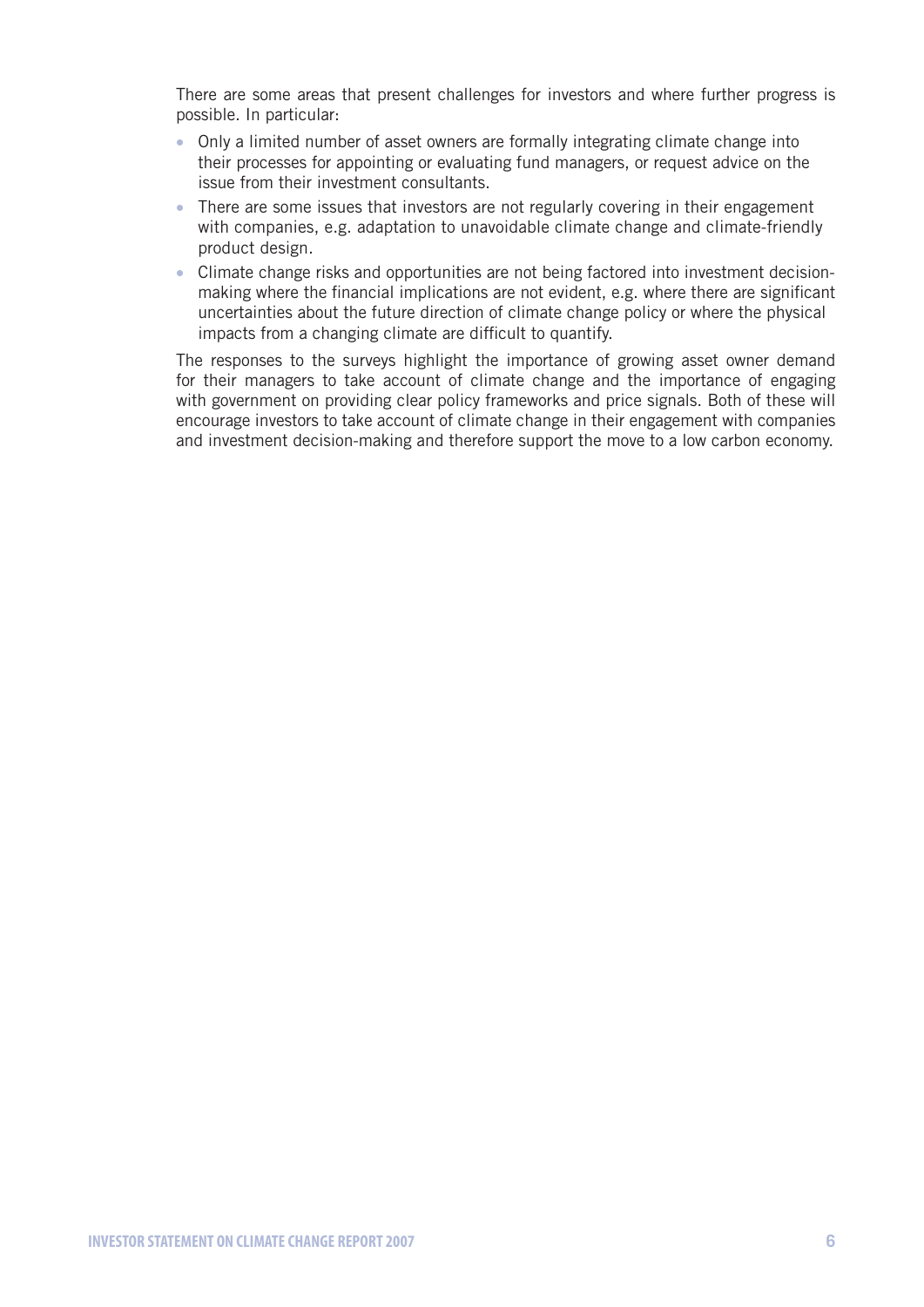There are some areas that present challenges for investors and where further progress is possible. In particular:

- Only a limited number of asset owners are formally integrating climate change into their processes for appointing or evaluating fund managers, or request advice on the issue from their investment consultants.
- There are some issues that investors are not regularly covering in their engagement with companies, e.g. adaptation to unavoidable climate change and climate-friendly product design.
- Climate change risks and opportunities are not being factored into investment decision-making where the financial implications are not evident, e.g. where there are significant uncertainties about the future direction of climate change policy or where the physical impacts from a changing climate are difficult to quantify.

The responses to the surveys highlight the importance of growing asset owner demand for their managers to take account of climate change and the importance of engaging with government on providing clear policy frameworks and price signals. Both of these will encourage investors to take account of climate change in their engagement with companies and investment decision-making and therefore support the move to a low carbon economy.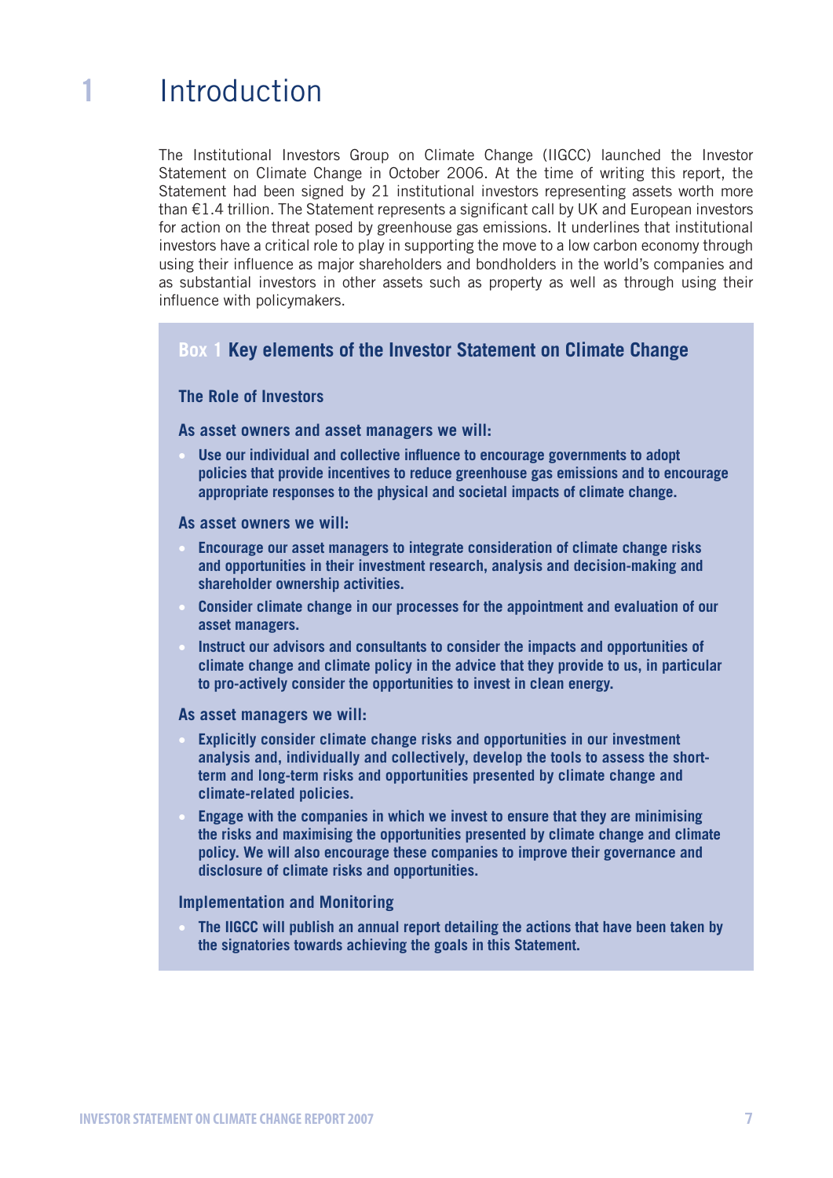# 1 Introduction

The Institutional Investors Group on Climate Change (IIGCC) launched the Investor Statement on Climate Change in October 2006. At the time of writing this report, the Statement had been signed by 21 institutional investors representing assets worth more than €1.4 trillion. The Statement represents a significant call by UK and European investors for action on the threat posed by greenhouse gas emissions. It underlines that institutional investors have a critical role to play in supporting the move to a low carbon economy through using their influence as major shareholders and bondholders in the world's companies and as substantial investors in other assets such as property as well as through using their influence with policymakers.

## Box 1 Key elements of the Investor Statement on Climate Change

### The Role of Investors

**As asset owners and asset managers we will:**

- **Use our individual and collective influence to encourage governments to adopt policies that provide incentives to reduce greenhouse gas emissions and to encourage appropriate responses to the physical and societal impacts of climate change.**

**As asset owners we will:**

- **Encourage our asset managers to integrate consideration of climate change risks and opportunities in their investment research, analysis and decision-making and shareholder ownership activities.**
- **Consider climate change in our processes for the appointment and evaluation of our asset managers.**
- **Instruct our advisors and consultants to consider the impacts and opportunities of climate change and climate policy in the advice that they provide to us, in particular to pro-actively consider the opportunities to invest in clean energy.**

**As asset managers we will:**

- **Explicitly consider climate change risks and opportunities in our investment analysis and, individually and collectively, develop the tools to assess the short-term and long-term risks and opportunities presented by climate change and climate-related policies.**
- **Engage with the companies in which we invest to ensure that they are minimising the risks and maximising the opportunities presented by climate change and climate policy. We will also encourage these companies to improve their governance and disclosure of climate risks and opportunities.**

### Implementation and Monitoring

- **The IIGCC will publish an annual report detailing the actions that have been taken by the signatories towards achieving the goals in this Statement.**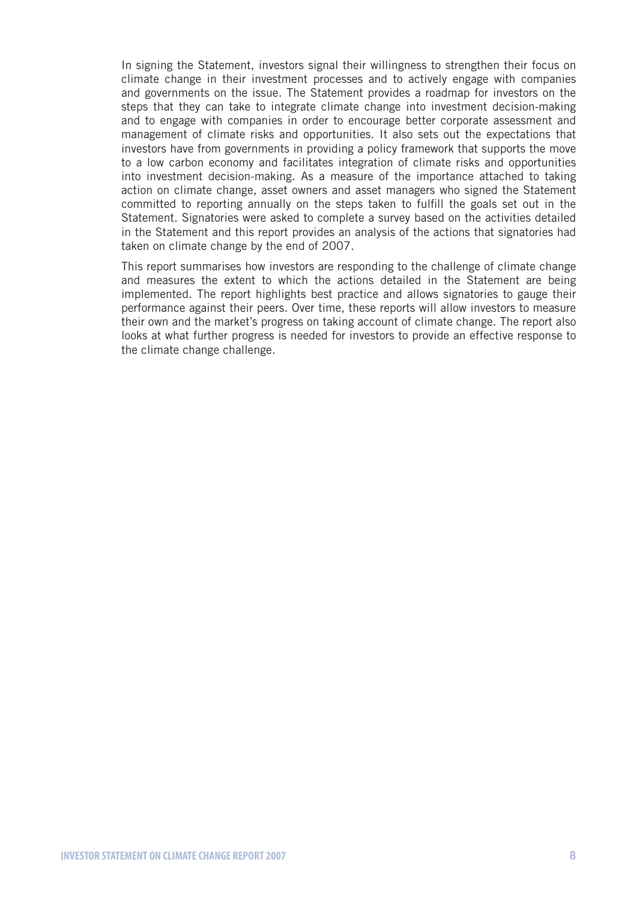In signing the Statement, investors signal their willingness to strengthen their focus on climate change in their investment processes and to actively engage with companies and governments on the issue. The Statement provides a roadmap for investors on the steps that they can take to integrate climate change into investment decision-making and to engage with companies in order to encourage better corporate assessment and management of climate risks and opportunities. It also sets out the expectations that investors have from governments in providing a policy framework that supports the move to a low carbon economy and facilitates integration of climate risks and opportunities into investment decision-making. As a measure of the importance attached to taking action on climate change, asset owners and asset managers who signed the Statement committed to reporting annually on the steps taken to fulfill the goals set out in the Statement. Signatories were asked to complete a survey based on the activities detailed in the Statement and this report provides an analysis of the actions that signatories had taken on climate change by the end of 2007.

This report summarises how investors are responding to the challenge of climate change and measures the extent to which the actions detailed in the Statement are being implemented. The report highlights best practice and allows signatories to gauge their performance against their peers. Over time, these reports will allow investors to measure their own and the market's progress on taking account of climate change. The report also looks at what further progress is needed for investors to provide an effective response to the climate change challenge.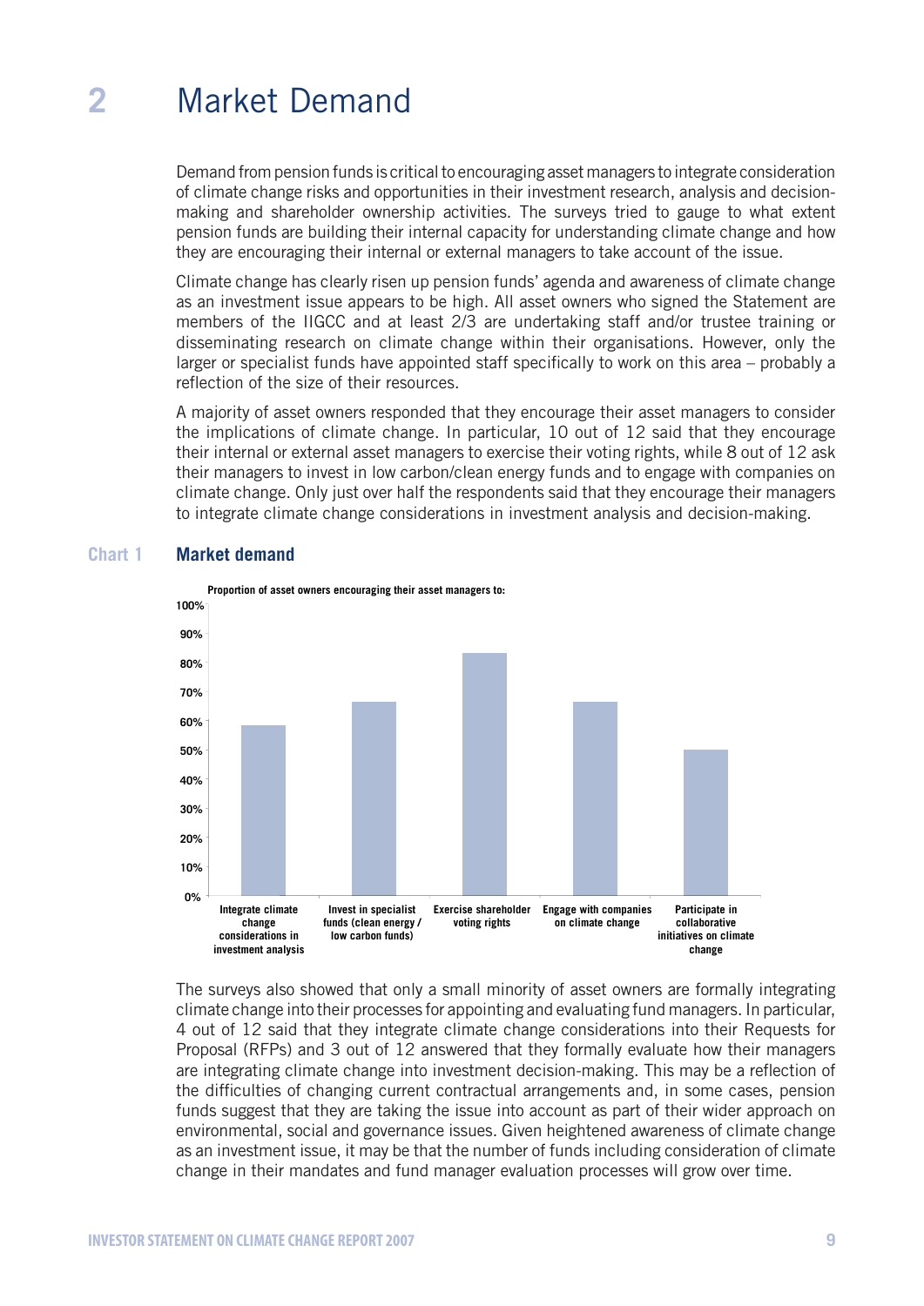# 2 Market Demand

Demand from pension funds is critical to encouraging asset managers to integrate consideration of climate change risks and opportunities in their investment research, analysis and decision-making and shareholder ownership activities. The surveys tried to gauge to what extent pension funds are building their internal capacity for understanding climate change and how they are encouraging their internal or external managers to take account of the issue.

Climate change has clearly risen up pension funds' agenda and awareness of climate change as an investment issue appears to be high. All asset owners who signed the Statement are members of the IIGCC and at least 2/3 are undertaking staff and/or trustee training or disseminating research on climate change within their organisations. However, only the larger or specialist funds have appointed staff specifically to work on this area – probably a reflection of the size of their resources.

A majority of asset owners responded that they encourage their asset managers to consider the implications of climate change. In particular, 10 out of 12 said that they encourage their internal or external asset managers to exercise their voting rights, while 8 out of 12 ask their managers to invest in low carbon/clean energy funds and to engage with companies on climate change. Only just over half the respondents said that they encourage their managers to integrate climate change considerations in investment analysis and decision-making.

**Chart 1 Market demand**

Proportion of asset owners encouraging their asset managers to:

| Category | Proportion |
|---|---|
| Integrate climate change considerations in investment analysis | ~58% |
| Invest in specialist funds (clean energy / low carbon funds) | ~67% |
| Exercise shareholder voting rights | ~83% |
| Engage with companies on climate change | ~67% |
| Participate in collaborative initiatives on climate change | ~50% |

The surveys also showed that only a small minority of asset owners are formally integrating climate change into their processes for appointing and evaluating fund managers. In particular, 4 out of 12 said that they integrate climate change considerations into their Requests for Proposal (RFPs) and 3 out of 12 answered that they formally evaluate how their managers are integrating climate change into investment decision-making. This may be a reflection of the difficulties of changing current contractual arrangements and, in some cases, pension funds suggest that they are taking the issue into account as part of their wider approach on environmental, social and governance issues. Given heightened awareness of climate change as an investment issue, it may be that the number of funds including consideration of climate change in their mandates and fund manager evaluation processes will grow over time.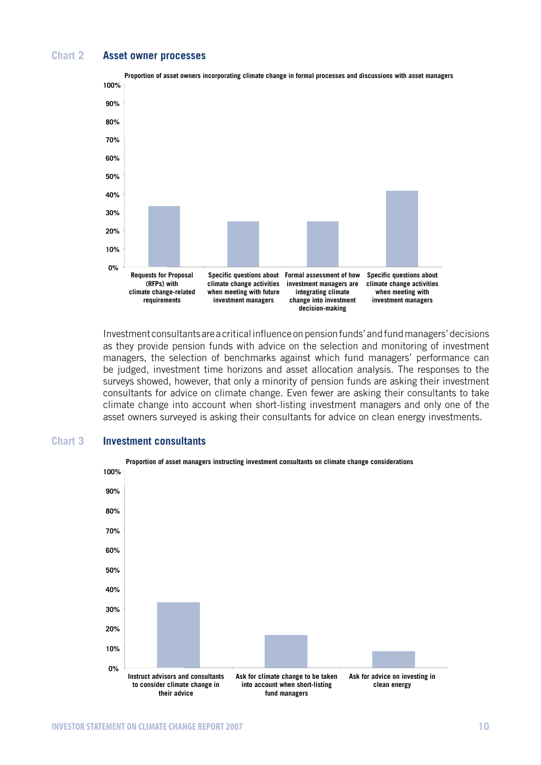## Chart 2 Asset owner processes

**Proportion of asset owners incorporating climate change in formal processes and discussions with asset managers**

| Process | Proportion |
|---|---|
| Requests for Proposal (RFPs) with climate change-related requirements | ~33% |
| Specific questions about climate change activities when meeting with future investment managers | ~25% |
| Formal assessment of how investment managers are integrating climate change into investment decision-making | ~25% |
| Specific questions about climate change activities when meeting with investment managers | ~42% |

Investment consultants are a critical influence on pension funds' and fund managers' decisions as they provide pension funds with advice on the selection and monitoring of investment managers, the selection of benchmarks against which fund managers' performance can be judged, investment time horizons and asset allocation analysis. The responses to the surveys showed, however, that only a minority of pension funds are asking their investment consultants for advice on climate change. Even fewer are asking their consultants to take climate change into account when short-listing investment managers and only one of the asset owners surveyed is asking their consultants for advice on clean energy investments.

## Chart 3 Investment consultants

**Proportion of asset managers instructing investment consultants on climate change considerations**

| Instruction | Proportion |
|---|---|
| Instruct advisors and consultants to consider climate change in their advice | ~33% |
| Ask for climate change to be taken into account when short-listing fund managers | ~17% |
| Ask for advice on investing in clean energy | ~8% |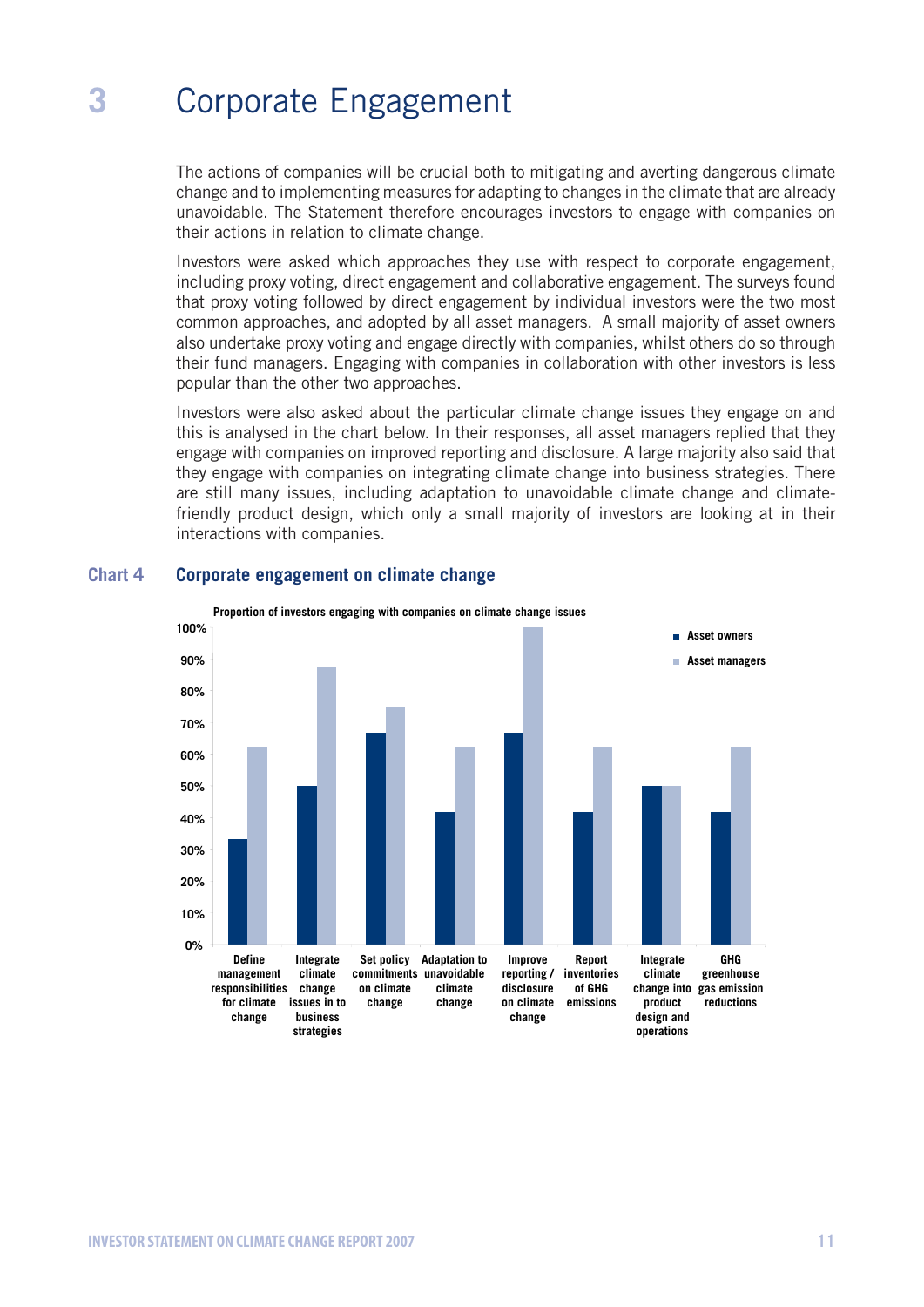# 3 Corporate Engagement

The actions of companies will be crucial both to mitigating and averting dangerous climate change and to implementing measures for adapting to changes in the climate that are already unavoidable. The Statement therefore encourages investors to engage with companies on their actions in relation to climate change.

Investors were asked which approaches they use with respect to corporate engagement, including proxy voting, direct engagement and collaborative engagement. The surveys found that proxy voting followed by direct engagement by individual investors were the two most common approaches, and adopted by all asset managers. A small majority of asset owners also undertake proxy voting and engage directly with companies, whilst others do so through their fund managers. Engaging with companies in collaboration with other investors is less popular than the other two approaches.

Investors were also asked about the particular climate change issues they engage on and this is analysed in the chart below. In their responses, all asset managers replied that they engage with companies on improved reporting and disclosure. A large majority also said that they engage with companies on integrating climate change into business strategies. There are still many issues, including adaptation to unavoidable climate change and climate-friendly product design, which only a small majority of investors are looking at in their interactions with companies.

**Chart 4 Corporate engagement on climate change**

Proportion of investors engaging with companies on climate change issues

| Issue | Asset owners | Asset managers |
|---|---|---|
| Define management responsibilities for climate change | 33% | 63% |
| Integrate climate change issues in to business strategies | 50% | 88% |
| Set policy commitments on climate change | 67% | 75% |
| Adaptation to unavoidable climate change | 42% | 63% |
| Improve reporting / disclosure on climate change | 67% | 100% |
| Report inventories of GHG emissions | 42% | 63% |
| Integrate climate change into product design and operations | 50% | 50% |
| GHG greenhouse gas emission reductions | 42% | 63% |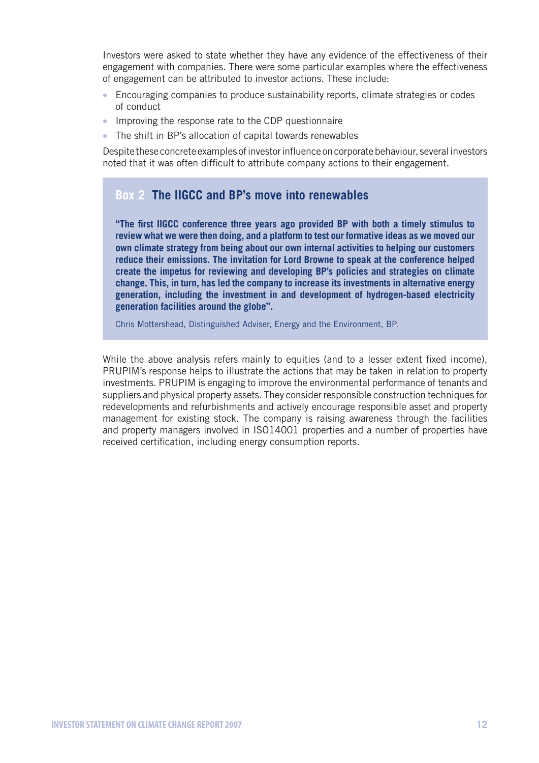Investors were asked to state whether they have any evidence of the effectiveness of their engagement with companies. There were some particular examples where the effectiveness of engagement can be attributed to investor actions. These include:

- Encouraging companies to produce sustainability reports, climate strategies or codes of conduct
- Improving the response rate to the CDP questionnaire
- The shift in BP's allocation of capital towards renewables

Despite these concrete examples of investor influence on corporate behaviour, several investors noted that it was often difficult to attribute company actions to their engagement.

### Box 2 The IIGCC and BP's move into renewables

**"The first IIGCC conference three years ago provided BP with both a timely stimulus to review what we were then doing, and a platform to test our formative ideas as we moved our own climate strategy from being about our own internal activities to helping our customers reduce their emissions. The invitation for Lord Browne to speak at the conference helped create the impetus for reviewing and developing BP's policies and strategies on climate change. This, in turn, has led the company to increase its investments in alternative energy generation, including the investment in and development of hydrogen-based electricity generation facilities around the globe".**

Chris Mottershead, Distinguished Adviser, Energy and the Environment, BP.

While the above analysis refers mainly to equities (and to a lesser extent fixed income), PRUPIM's response helps to illustrate the actions that may be taken in relation to property investments. PRUPIM is engaging to improve the environmental performance of tenants and suppliers and physical property assets. They consider responsible construction techniques for redevelopments and refurbishments and actively encourage responsible asset and property management for existing stock. The company is raising awareness through the facilities and property managers involved in ISO14001 properties and a number of properties have received certification, including energy consumption reports.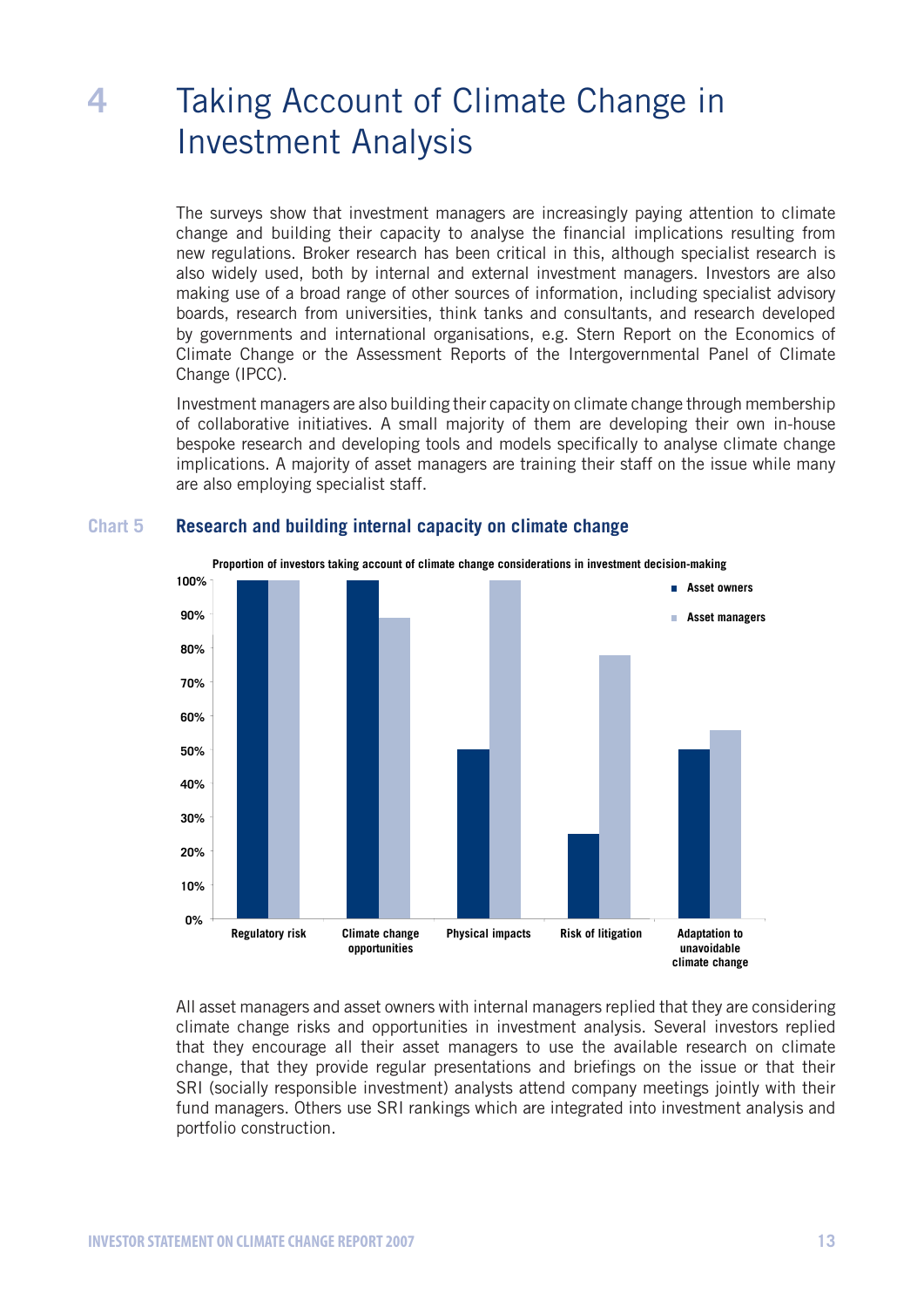# 4 Taking Account of Climate Change in Investment Analysis

The surveys show that investment managers are increasingly paying attention to climate change and building their capacity to analyse the financial implications resulting from new regulations. Broker research has been critical in this, although specialist research is also widely used, both by internal and external investment managers. Investors are also making use of a broad range of other sources of information, including specialist advisory boards, research from universities, think tanks and consultants, and research developed by governments and international organisations, e.g. Stern Report on the Economics of Climate Change or the Assessment Reports of the Intergovernmental Panel of Climate Change (IPCC).

Investment managers are also building their capacity on climate change through membership of collaborative initiatives. A small majority of them are developing their own in-house bespoke research and developing tools and models specifically to analyse climate change implications. A majority of asset managers are training their staff on the issue while many are also employing specialist staff.

**Chart 5 Research and building internal capacity on climate change**

Proportion of investors taking account of climate change considerations in investment decision-making

| | Asset owners | Asset managers |
|---|---|---|
| Regulatory risk | 100% | 100% |
| Climate change opportunities | 100% | 89% |
| Physical impacts | 50% | 100% |
| Risk of litigation | 25% | 78% |
| Adaptation to unavoidable climate change | 50% | 56% |

All asset managers and asset owners with internal managers replied that they are considering climate change risks and opportunities in investment analysis. Several investors replied that they encourage all their asset managers to use the available research on climate change, that they provide regular presentations and briefings on the issue or that their SRI (socially responsible investment) analysts attend company meetings jointly with their fund managers. Others use SRI rankings which are integrated into investment analysis and portfolio construction.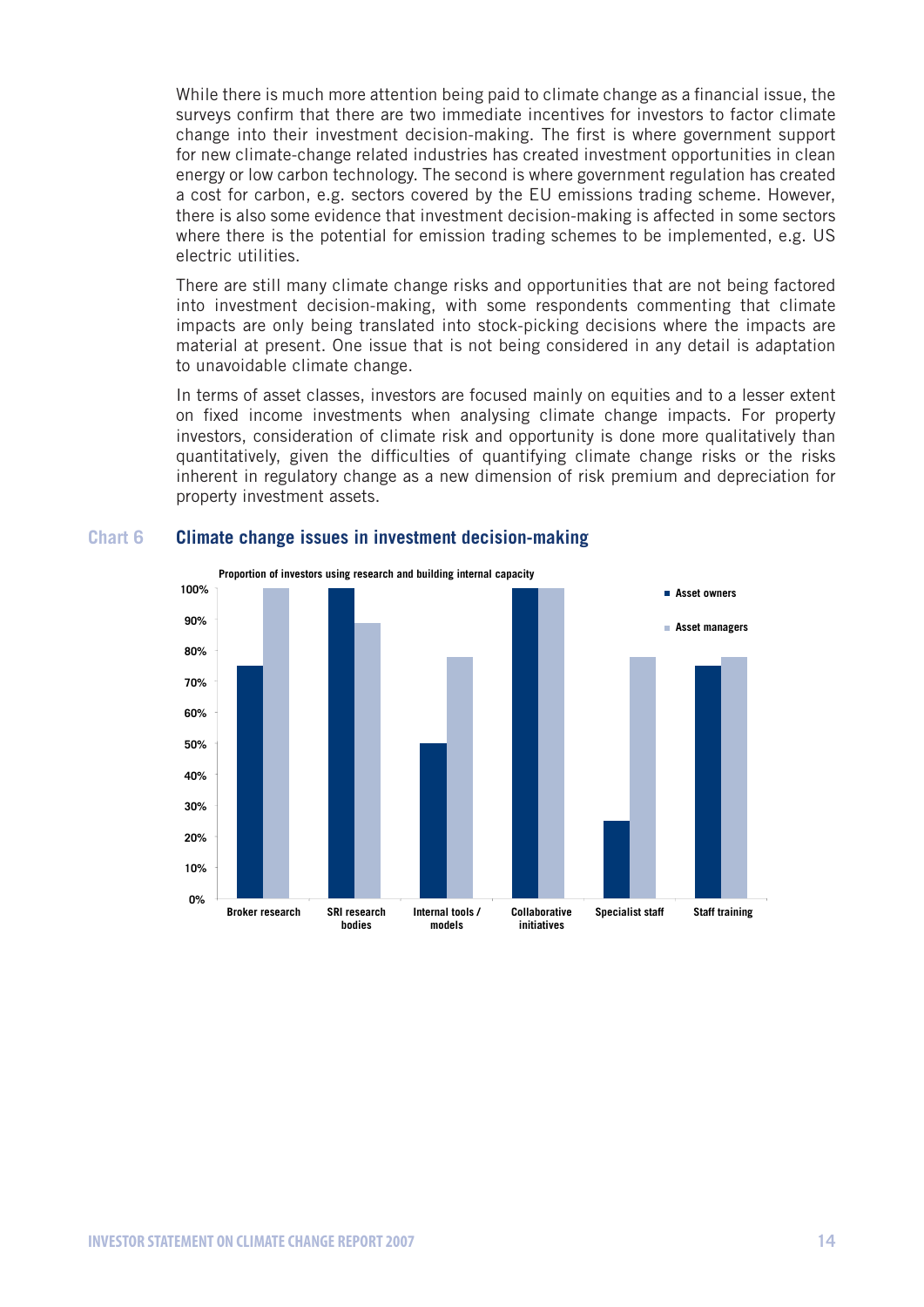While there is much more attention being paid to climate change as a financial issue, the surveys confirm that there are two immediate incentives for investors to factor climate change into their investment decision-making. The first is where government support for new climate-change related industries has created investment opportunities in clean energy or low carbon technology. The second is where government regulation has created a cost for carbon, e.g. sectors covered by the EU emissions trading scheme. However, there is also some evidence that investment decision-making is affected in some sectors where there is the potential for emission trading schemes to be implemented, e.g. US electric utilities.

There are still many climate change risks and opportunities that are not being factored into investment decision-making, with some respondents commenting that climate impacts are only being translated into stock-picking decisions where the impacts are material at present. One issue that is not being considered in any detail is adaptation to unavoidable climate change.

In terms of asset classes, investors are focused mainly on equities and to a lesser extent on fixed income investments when analysing climate change impacts. For property investors, consideration of climate risk and opportunity is done more qualitatively than quantitatively, given the difficulties of quantifying climate change risks or the risks inherent in regulatory change as a new dimension of risk premium and depreciation for property investment assets.

**Chart 6** **Climate change issues in investment decision-making**

Proportion of investors using research and building internal capacity

| | Asset owners | Asset managers |
|---|---|---|
| Broker research | 75% | 100% |
| SRI research bodies | 100% | 89% |
| Internal tools / models | 50% | 78% |
| Collaborative initiatives | 100% | 100% |
| Specialist staff | 25% | 78% |
| Staff training | 75% | 78% |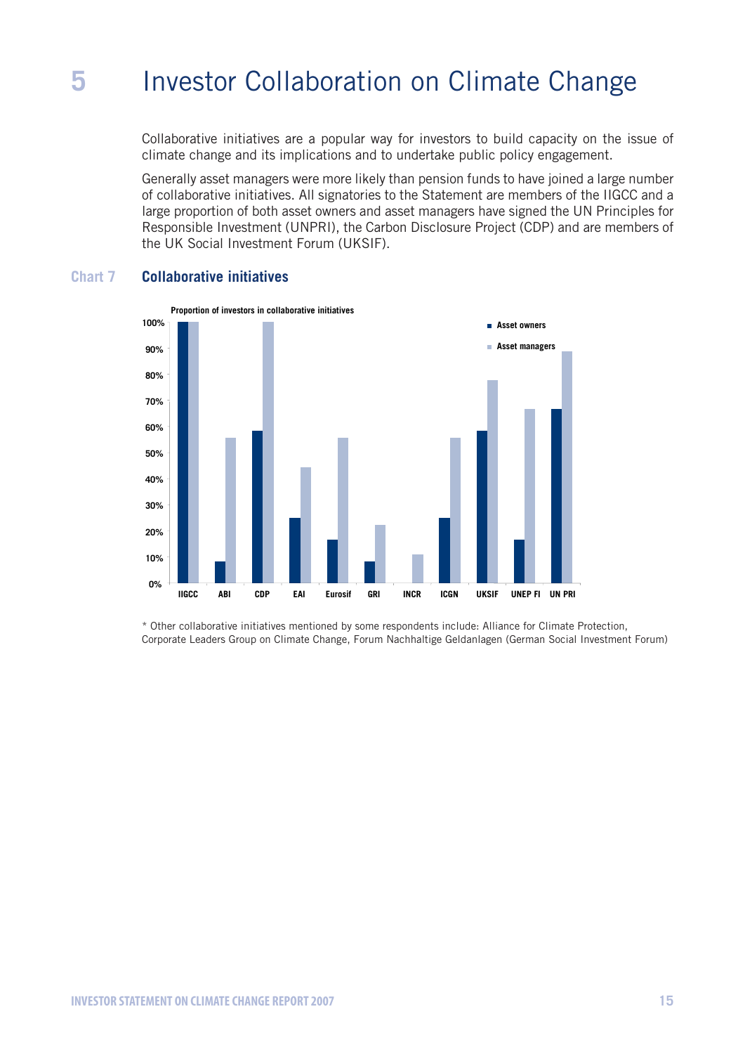# 5 Investor Collaboration on Climate Change

Collaborative initiatives are a popular way for investors to build capacity on the issue of climate change and its implications and to undertake public policy engagement.

Generally asset managers were more likely than pension funds to have joined a large number of collaborative initiatives. All signatories to the Statement are members of the IIGCC and a large proportion of both asset owners and asset managers have signed the UN Principles for Responsible Investment (UNPRI), the Carbon Disclosure Project (CDP) and are members of the UK Social Investment Forum (UKSIF).

## Chart 7 Collaborative initiatives

Proportion of investors in collaborative initiatives

| Initiative | Asset owners | Asset managers |
|---|---|---|
| IIGCC | 100% | 100% |
| ABI | ~8% | ~56% |
| CDP | ~58% | 100% |
| EAI | 25% | ~44% |
| Eurosif | ~17% | ~56% |
| GRI | ~8% | ~22% |
| INCR | 0% | ~11% |
| ICGN | 25% | ~56% |
| UKSIF | ~58% | ~78% |
| UNEP FI | ~17% | ~67% |
| UN PRI | ~67% | ~89% |

* Other collaborative initiatives mentioned by some respondents include: Alliance for Climate Protection, Corporate Leaders Group on Climate Change, Forum Nachhaltige Geldanlagen (German Social Investment Forum)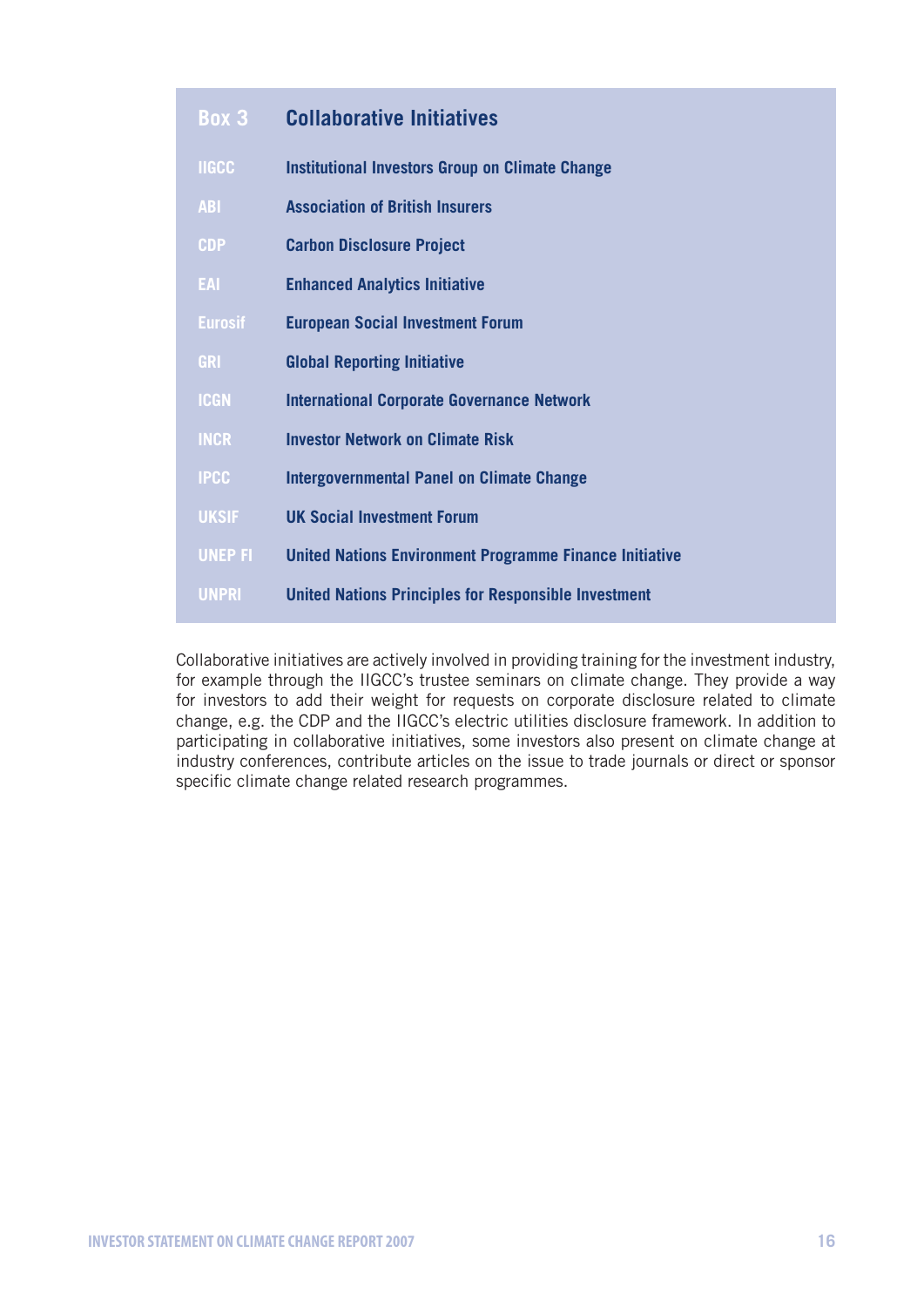## Box 3 Collaborative Initiatives

| Abbreviation | Name |
| --- | --- |
| IIGCC | Institutional Investors Group on Climate Change |
| ABI | Association of British Insurers |
| CDP | Carbon Disclosure Project |
| EAI | Enhanced Analytics Initiative |
| Eurosif | European Social Investment Forum |
| GRI | Global Reporting Initiative |
| ICGN | International Corporate Governance Network |
| INCR | Investor Network on Climate Risk |
| IPCC | Intergovernmental Panel on Climate Change |
| UKSIF | UK Social Investment Forum |
| UNEP FI | United Nations Environment Programme Finance Initiative |
| UNPRI | United Nations Principles for Responsible Investment |

Collaborative initiatives are actively involved in providing training for the investment industry, for example through the IIGCC's trustee seminars on climate change. They provide a way for investors to add their weight for requests on corporate disclosure related to climate change, e.g. the CDP and the IIGCC's electric utilities disclosure framework. In addition to participating in collaborative initiatives, some investors also present on climate change at industry conferences, contribute articles on the issue to trade journals or direct or sponsor specific climate change related research programmes.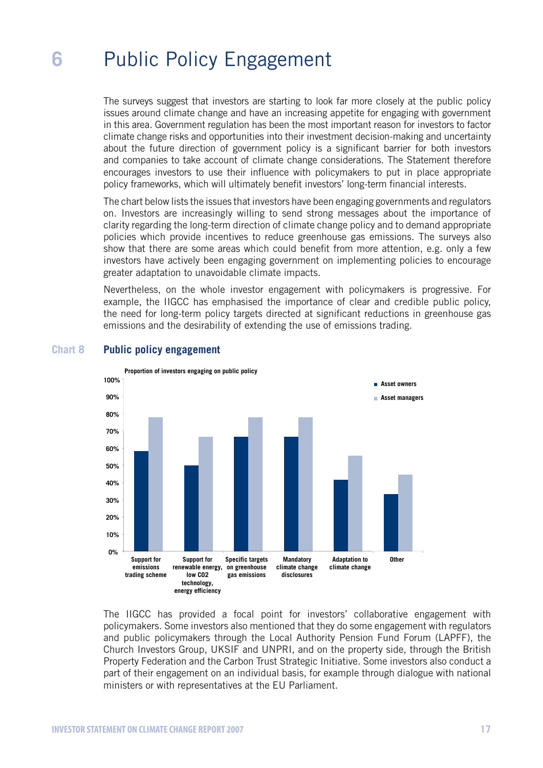# 6 Public Policy Engagement

The surveys suggest that investors are starting to look far more closely at the public policy issues around climate change and have an increasing appetite for engaging with government in this area. Government regulation has been the most important reason for investors to factor climate change risks and opportunities into their investment decision-making and uncertainty about the future direction of government policy is a significant barrier for both investors and companies to take account of climate change considerations. The Statement therefore encourages investors to use their influence with policymakers to put in place appropriate policy frameworks, which will ultimately benefit investors' long-term financial interests.

The chart below lists the issues that investors have been engaging governments and regulators on. Investors are increasingly willing to send strong messages about the importance of clarity regarding the long-term direction of climate change policy and to demand appropriate policies which provide incentives to reduce greenhouse gas emissions. The surveys also show that there are some areas which could benefit from more attention, e.g. only a few investors have actively been engaging government on implementing policies to encourage greater adaptation to unavoidable climate impacts.

Nevertheless, on the whole investor engagement with policymakers is progressive. For example, the IIGCC has emphasised the importance of clear and credible public policy, the need for long-term policy targets directed at significant reductions in greenhouse gas emissions and the desirability of extending the use of emissions trading.

**Chart 8 Public policy engagement**

Proportion of investors engaging on public policy

| | Asset owners | Asset managers |
|---|---|---|
| Support for emissions trading scheme | ~58% | ~78% |
| Support for renewable energy, low CO2 technology, energy efficiency | ~50% | ~67% |
| Specific targets on greenhouse gas emissions | ~67% | ~78% |
| Mandatory climate change disclosures | ~67% | ~78% |
| Adaptation to climate change | ~42% | ~56% |
| Other | ~33% | ~44% |

The IIGCC has provided a focal point for investors' collaborative engagement with policymakers. Some investors also mentioned that they do some engagement with regulators and public policymakers through the Local Authority Pension Fund Forum (LAPFF), the Church Investors Group, UKSIF and UNPRI, and on the property side, through the British Property Federation and the Carbon Trust Strategic Initiative. Some investors also conduct a part of their engagement on an individual basis, for example through dialogue with national ministers or with representatives at the EU Parliament.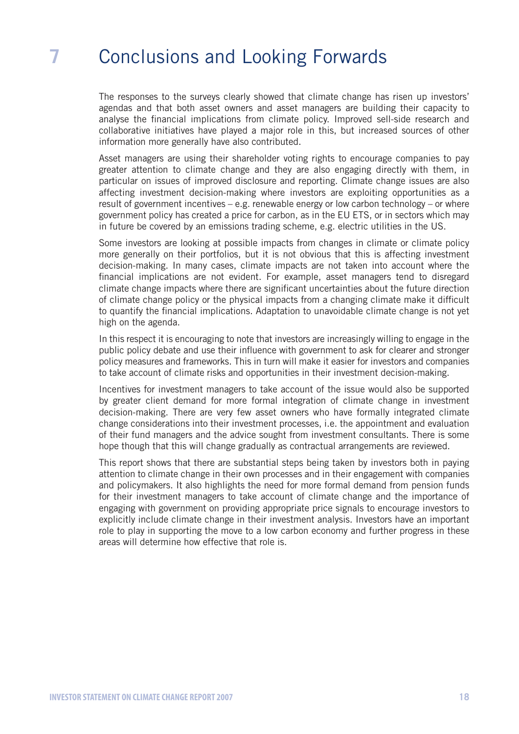# 7 Conclusions and Looking Forwards

The responses to the surveys clearly showed that climate change has risen up investors' agendas and that both asset owners and asset managers are building their capacity to analyse the financial implications from climate policy. Improved sell-side research and collaborative initiatives have played a major role in this, but increased sources of other information more generally have also contributed.

Asset managers are using their shareholder voting rights to encourage companies to pay greater attention to climate change and they are also engaging directly with them, in particular on issues of improved disclosure and reporting. Climate change issues are also affecting investment decision-making where investors are exploiting opportunities as a result of government incentives – e.g. renewable energy or low carbon technology – or where government policy has created a price for carbon, as in the EU ETS, or in sectors which may in future be covered by an emissions trading scheme, e.g. electric utilities in the US.

Some investors are looking at possible impacts from changes in climate or climate policy more generally on their portfolios, but it is not obvious that this is affecting investment decision-making. In many cases, climate impacts are not taken into account where the financial implications are not evident. For example, asset managers tend to disregard climate change impacts where there are significant uncertainties about the future direction of climate change policy or the physical impacts from a changing climate make it difficult to quantify the financial implications. Adaptation to unavoidable climate change is not yet high on the agenda.

In this respect it is encouraging to note that investors are increasingly willing to engage in the public policy debate and use their influence with government to ask for clearer and stronger policy measures and frameworks. This in turn will make it easier for investors and companies to take account of climate risks and opportunities in their investment decision-making.

Incentives for investment managers to take account of the issue would also be supported by greater client demand for more formal integration of climate change in investment decision-making. There are very few asset owners who have formally integrated climate change considerations into their investment processes, i.e. the appointment and evaluation of their fund managers and the advice sought from investment consultants. There is some hope though that this will change gradually as contractual arrangements are reviewed.

This report shows that there are substantial steps being taken by investors both in paying attention to climate change in their own processes and in their engagement with companies and policymakers. It also highlights the need for more formal demand from pension funds for their investment managers to take account of climate change and the importance of engaging with government on providing appropriate price signals to encourage investors to explicitly include climate change in their investment analysis. Investors have an important role to play in supporting the move to a low carbon economy and further progress in these areas will determine how effective that role is.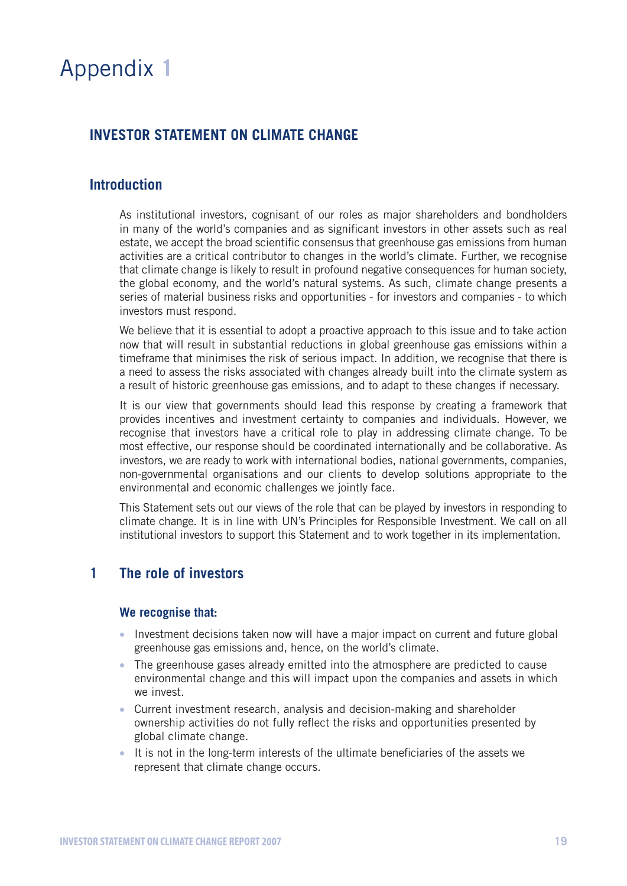# Appendix 1

## INVESTOR STATEMENT ON CLIMATE CHANGE

### Introduction

As institutional investors, cognisant of our roles as major shareholders and bondholders in many of the world's companies and as significant investors in other assets such as real estate, we accept the broad scientific consensus that greenhouse gas emissions from human activities are a critical contributor to changes in the world's climate. Further, we recognise that climate change is likely to result in profound negative consequences for human society, the global economy, and the world's natural systems. As such, climate change presents a series of material business risks and opportunities - for investors and companies - to which investors must respond.

We believe that it is essential to adopt a proactive approach to this issue and to take action now that will result in substantial reductions in global greenhouse gas emissions within a timeframe that minimises the risk of serious impact. In addition, we recognise that there is a need to assess the risks associated with changes already built into the climate system as a result of historic greenhouse gas emissions, and to adapt to these changes if necessary.

It is our view that governments should lead this response by creating a framework that provides incentives and investment certainty to companies and individuals. However, we recognise that investors have a critical role to play in addressing climate change. To be most effective, our response should be coordinated internationally and be collaborative. As investors, we are ready to work with international bodies, national governments, companies, non-governmental organisations and our clients to develop solutions appropriate to the environmental and economic challenges we jointly face.

This Statement sets out our views of the role that can be played by investors in responding to climate change. It is in line with UN's Principles for Responsible Investment. We call on all institutional investors to support this Statement and to work together in its implementation.

### 1 The role of investors

#### We recognise that:

- Investment decisions taken now will have a major impact on current and future global greenhouse gas emissions and, hence, on the world's climate.
- The greenhouse gases already emitted into the atmosphere are predicted to cause environmental change and this will impact upon the companies and assets in which we invest.
- Current investment research, analysis and decision-making and shareholder ownership activities do not fully reflect the risks and opportunities presented by global climate change.
- It is not in the long-term interests of the ultimate beneficiaries of the assets we represent that climate change occurs.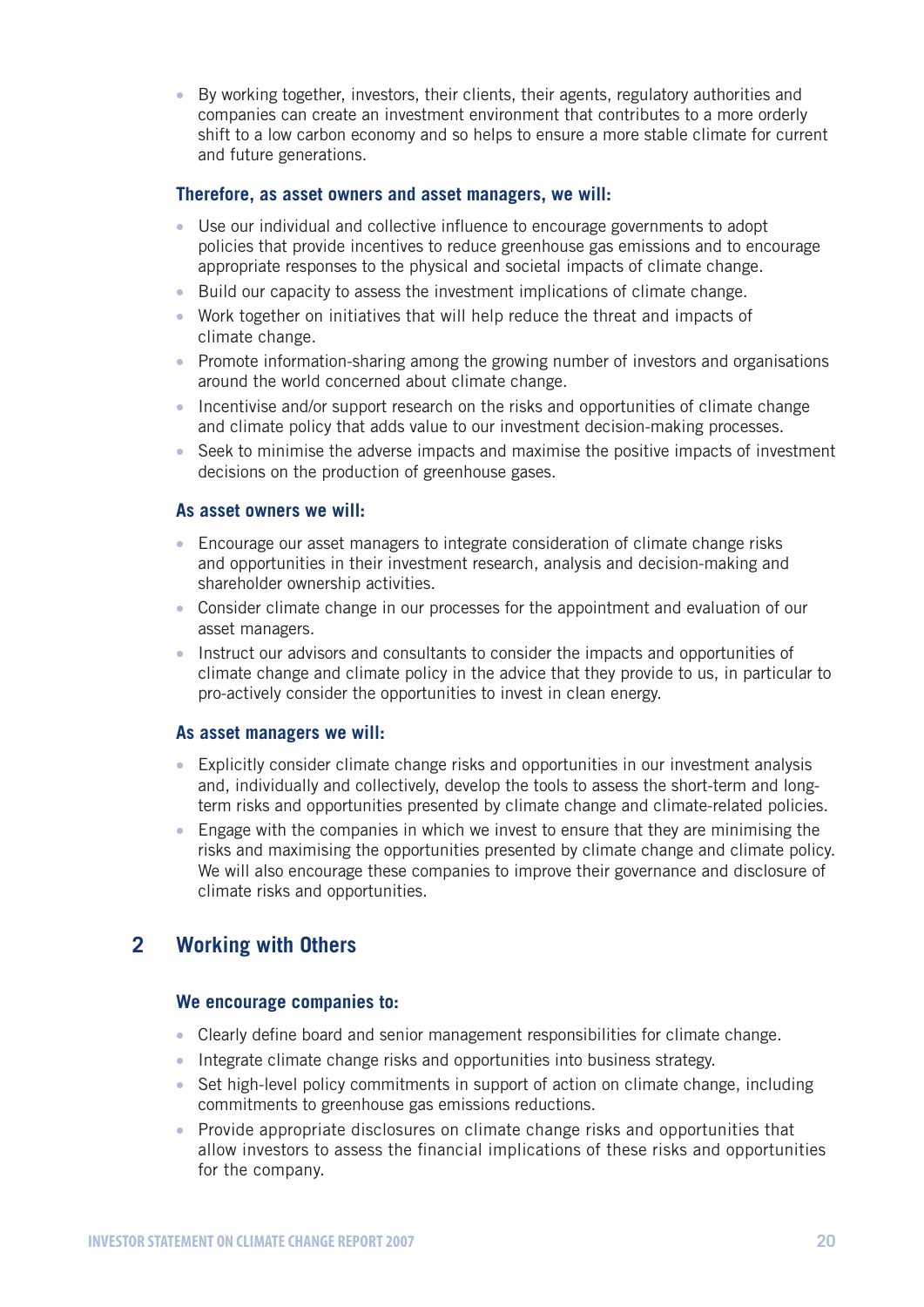- By working together, investors, their clients, their agents, regulatory authorities and companies can create an investment environment that contributes to a more orderly shift to a low carbon economy and so helps to ensure a more stable climate for current and future generations.

### Therefore, as asset owners and asset managers, we will:

- Use our individual and collective influence to encourage governments to adopt policies that provide incentives to reduce greenhouse gas emissions and to encourage appropriate responses to the physical and societal impacts of climate change.
- Build our capacity to assess the investment implications of climate change.
- Work together on initiatives that will help reduce the threat and impacts of climate change.
- Promote information-sharing among the growing number of investors and organisations around the world concerned about climate change.
- Incentivise and/or support research on the risks and opportunities of climate change and climate policy that adds value to our investment decision-making processes.
- Seek to minimise the adverse impacts and maximise the positive impacts of investment decisions on the production of greenhouse gases.

### As asset owners we will:

- Encourage our asset managers to integrate consideration of climate change risks and opportunities in their investment research, analysis and decision-making and shareholder ownership activities.
- Consider climate change in our processes for the appointment and evaluation of our asset managers.
- Instruct our advisors and consultants to consider the impacts and opportunities of climate change and climate policy in the advice that they provide to us, in particular to pro-actively consider the opportunities to invest in clean energy.

### As asset managers we will:

- Explicitly consider climate change risks and opportunities in our investment analysis and, individually and collectively, develop the tools to assess the short-term and long-term risks and opportunities presented by climate change and climate-related policies.
- Engage with the companies in which we invest to ensure that they are minimising the risks and maximising the opportunities presented by climate change and climate policy. We will also encourage these companies to improve their governance and disclosure of climate risks and opportunities.

## 2 Working with Others

### We encourage companies to:

- Clearly define board and senior management responsibilities for climate change.
- Integrate climate change risks and opportunities into business strategy.
- Set high-level policy commitments in support of action on climate change, including commitments to greenhouse gas emissions reductions.
- Provide appropriate disclosures on climate change risks and opportunities that allow investors to assess the financial implications of these risks and opportunities for the company.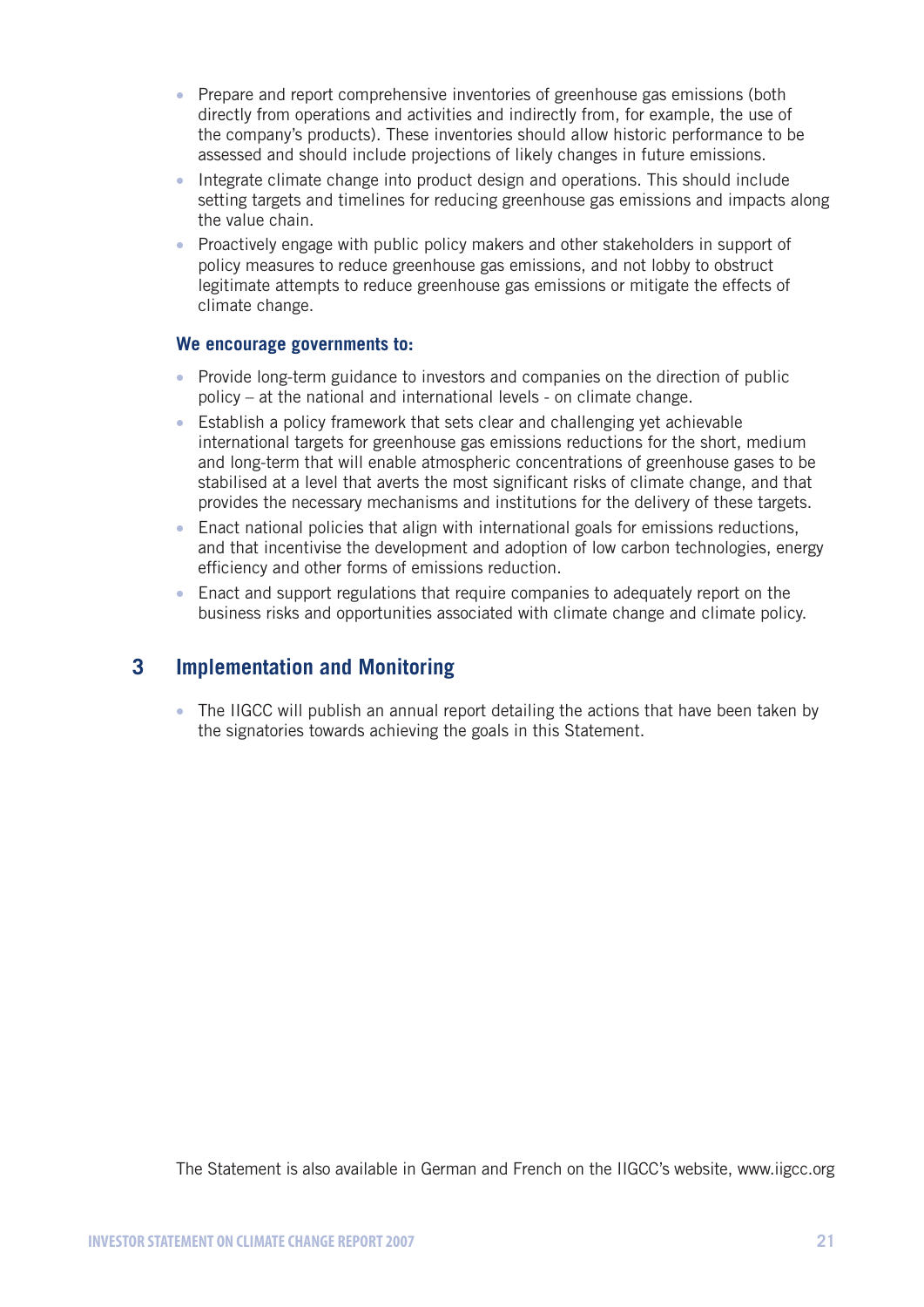- Prepare and report comprehensive inventories of greenhouse gas emissions (both directly from operations and activities and indirectly from, for example, the use of the company's products). These inventories should allow historic performance to be assessed and should include projections of likely changes in future emissions.
- Integrate climate change into product design and operations. This should include setting targets and timelines for reducing greenhouse gas emissions and impacts along the value chain.
- Proactively engage with public policy makers and other stakeholders in support of policy measures to reduce greenhouse gas emissions, and not lobby to obstruct legitimate attempts to reduce greenhouse gas emissions or mitigate the effects of climate change.

**We encourage governments to:**

- Provide long-term guidance to investors and companies on the direction of public policy – at the national and international levels - on climate change.
- Establish a policy framework that sets clear and challenging yet achievable international targets for greenhouse gas emissions reductions for the short, medium and long-term that will enable atmospheric concentrations of greenhouse gases to be stabilised at a level that averts the most significant risks of climate change, and that provides the necessary mechanisms and institutions for the delivery of these targets.
- Enact national policies that align with international goals for emissions reductions, and that incentivise the development and adoption of low carbon technologies, energy efficiency and other forms of emissions reduction.
- Enact and support regulations that require companies to adequately report on the business risks and opportunities associated with climate change and climate policy.

## 3 Implementation and Monitoring

- The IIGCC will publish an annual report detailing the actions that have been taken by the signatories towards achieving the goals in this Statement.

The Statement is also available in German and French on the IIGCC's website, www.iigcc.org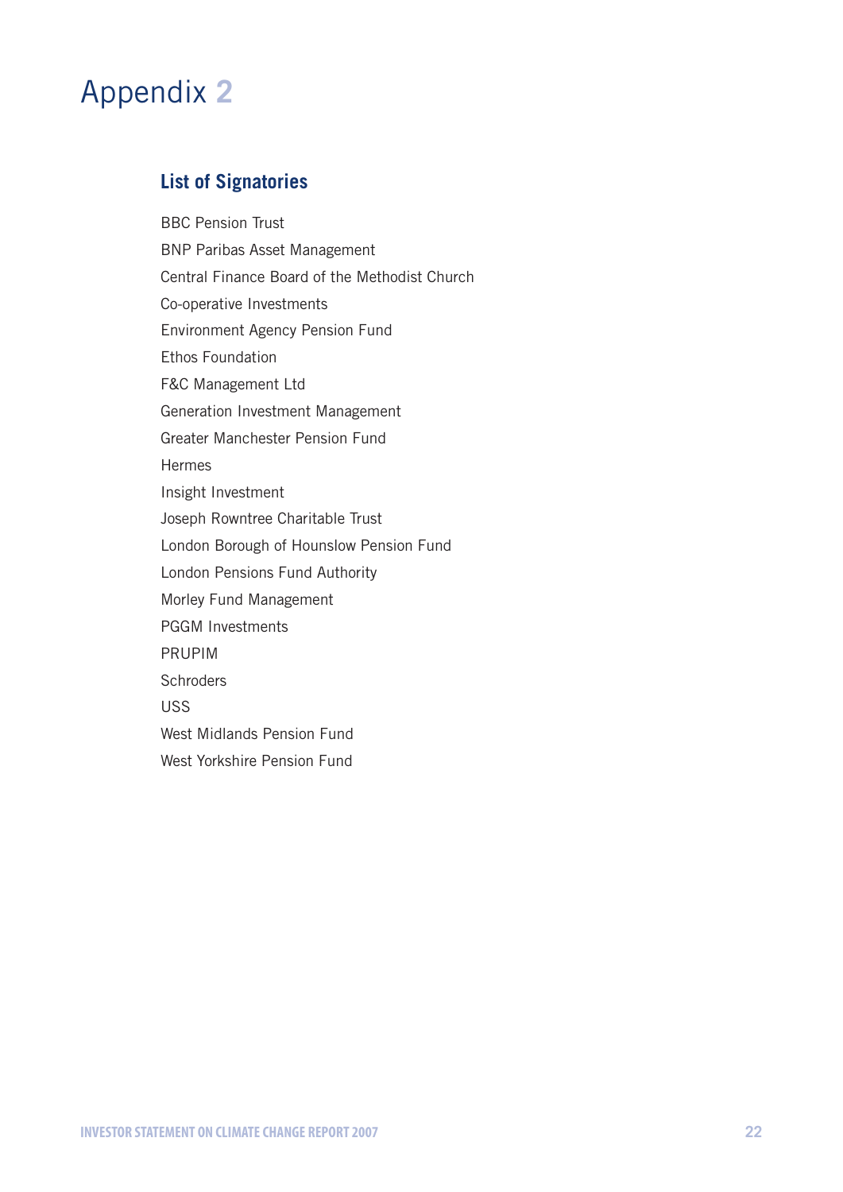# Appendix 2

## List of Signatories

BBC Pension Trust

BNP Paribas Asset Management

Central Finance Board of the Methodist Church

Co-operative Investments

Environment Agency Pension Fund

Ethos Foundation

F&C Management Ltd

Generation Investment Management

Greater Manchester Pension Fund

Hermes

Insight Investment

Joseph Rowntree Charitable Trust

London Borough of Hounslow Pension Fund

London Pensions Fund Authority

Morley Fund Management

PGGM Investments

PRUPIM

Schroders

USS

West Midlands Pension Fund

West Yorkshire Pension Fund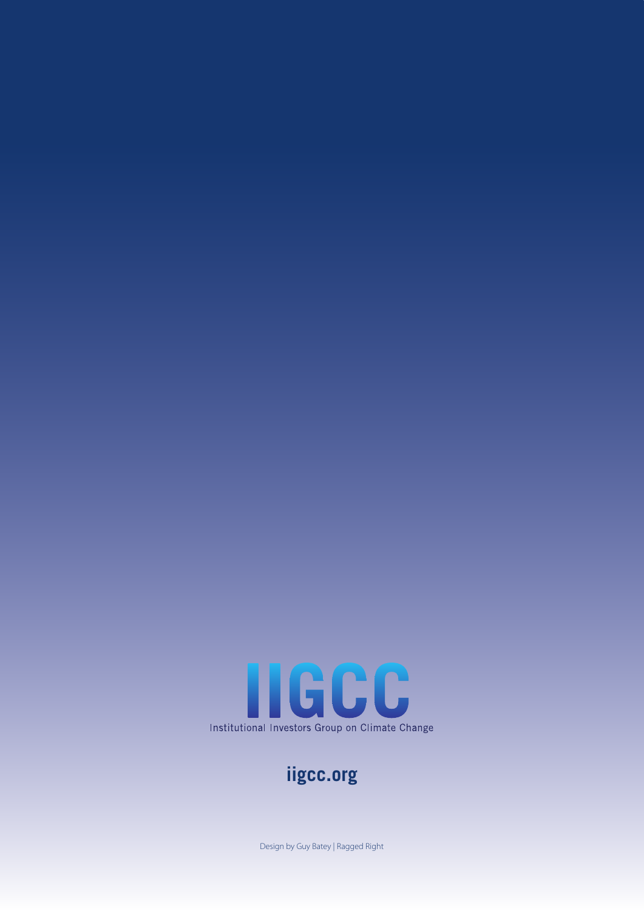IIGCC

Institutional Investors Group on Climate Change

**iigcc.org**

Design by Guy Batey | Ragged Right